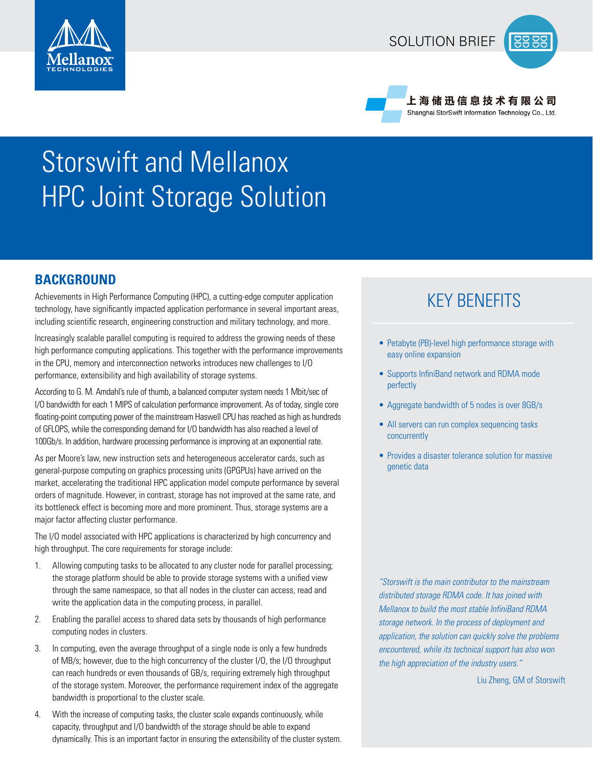SOLUTION BRIEF

上海储迅信息技术有限公司
Shanghai StorSwift Information Technology Co., Ltd.

# Storswift and Mellanox HPC Joint Storage Solution

## BACKGROUND

Achievements in High Performance Computing (HPC), a cutting-edge computer application technology, have significantly impacted application performance in several important areas, including scientific research, engineering construction and military technology, and more.

Increasingly scalable parallel computing is required to address the growing needs of these high performance computing applications. This together with the performance improvements in the CPU, memory and interconnection networks introduces new challenges to I/O performance, extensibility and high availability of storage systems.

According to G. M. Amdahl's rule of thumb, a balanced computer system needs 1 Mbit/sec of I/O bandwidth for each 1 MIPS of calculation performance improvement. As of today, single core floating-point computing power of the mainstream Haswell CPU has reached as high as hundreds of GFLOPS, while the corresponding demand for I/O bandwidth has also reached a level of 100Gb/s. In addition, hardware processing performance is improving at an exponential rate.

As per Moore's law, new instruction sets and heterogeneous accelerator cards, such as general-purpose computing on graphics processing units (GPGPUs) have arrived on the market, accelerating the traditional HPC application model compute performance by several orders of magnitude. However, in contrast, storage has not improved at the same rate, and its bottleneck effect is becoming more and more prominent. Thus, storage systems are a major factor affecting cluster performance.

The I/O model associated with HPC applications is characterized by high concurrency and high throughput. The core requirements for storage include:

1. Allowing computing tasks to be allocated to any cluster node for parallel processing; the storage platform should be able to provide storage systems with a unified view through the same namespace, so that all nodes in the cluster can access, read and write the application data in the computing process, in parallel.
2. Enabling the parallel access to shared data sets by thousands of high performance computing nodes in clusters.
3. In computing, even the average throughput of a single node is only a few hundreds of MB/s; however, due to the high concurrency of the cluster I/O, the I/O throughput can reach hundreds or even thousands of GB/s, requiring extremely high throughput of the storage system. Moreover, the performance requirement index of the aggregate bandwidth is proportional to the cluster scale.
4. With the increase of computing tasks, the cluster scale expands continuously, while capacity, throughput and I/O bandwidth of the storage should be able to expand dynamically. This is an important factor in ensuring the extensibility of the cluster system.

## KEY BENEFITS

- Petabyte (PB)-level high performance storage with easy online expansion
- Supports InfiniBand network and RDMA mode perfectly
- Aggregate bandwidth of 5 nodes is over 8GB/s
- All servers can run complex sequencing tasks concurrently
- Provides a disaster tolerance solution for massive genetic data

*"Storswift is the main contributor to the mainstream distributed storage RDMA code. It has joined with Mellanox to build the most stable InfiniBand RDMA storage network. In the process of deployment and application, the solution can quickly solve the problems encountered, while its technical support has also won the high appreciation of the industry users."*

Liu Zheng, GM of Storswift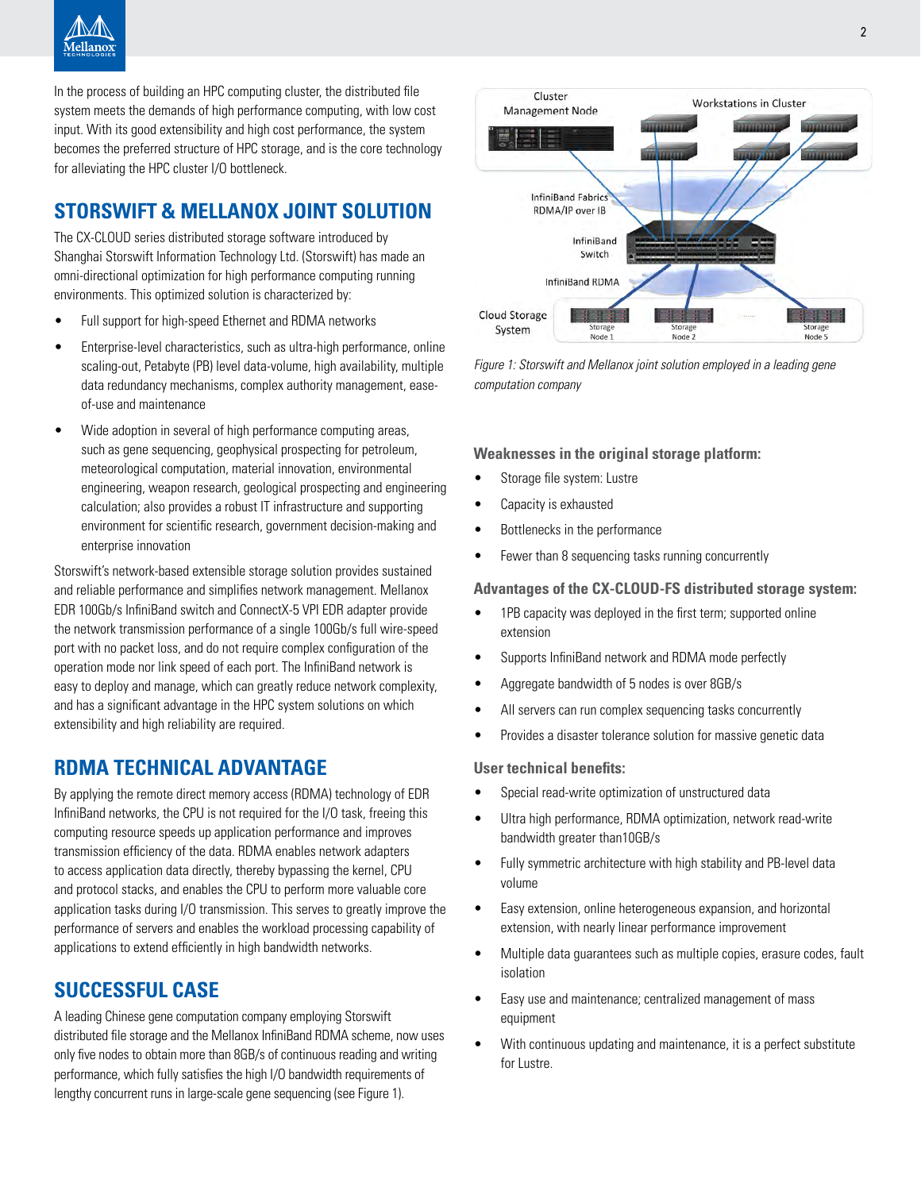In the process of building an HPC computing cluster, the distributed file system meets the demands of high performance computing, with low cost input. With its good extensibility and high cost performance, the system becomes the preferred structure of HPC storage, and is the core technology for alleviating the HPC cluster I/O bottleneck.

## STORSWIFT & MELLANOX JOINT SOLUTION

The CX-CLOUD series distributed storage software introduced by Shanghai Storswift Information Technology Ltd. (Storswift) has made an omni-directional optimization for high performance computing running environments. This optimized solution is characterized by:

- Full support for high-speed Ethernet and RDMA networks
- Enterprise-level characteristics, such as ultra-high performance, online scaling-out, Petabyte (PB) level data-volume, high availability, multiple data redundancy mechanisms, complex authority management, ease-of-use and maintenance
- Wide adoption in several of high performance computing areas, such as gene sequencing, geophysical prospecting for petroleum, meteorological computation, material innovation, environmental engineering, weapon research, geological prospecting and engineering calculation; also provides a robust IT infrastructure and supporting environment for scientific research, government decision-making and enterprise innovation

Storswift's network-based extensible storage solution provides sustained and reliable performance and simplifies network management. Mellanox EDR 100Gb/s InfiniBand switch and ConnectX-5 VPI EDR adapter provide the network transmission performance of a single 100Gb/s full wire-speed port with no packet loss, and do not require complex configuration of the operation mode nor link speed of each port. The InfiniBand network is easy to deploy and manage, which can greatly reduce network complexity, and has a significant advantage in the HPC system solutions on which extensibility and high reliability are required.

## RDMA TECHNICAL ADVANTAGE

By applying the remote direct memory access (RDMA) technology of EDR InfiniBand networks, the CPU is not required for the I/O task, freeing this computing resource speeds up application performance and improves transmission efficiency of the data. RDMA enables network adapters to access application data directly, thereby bypassing the kernel, CPU and protocol stacks, and enables the CPU to perform more valuable core application tasks during I/O transmission. This serves to greatly improve the performance of servers and enables the workload processing capability of applications to extend efficiently in high bandwidth networks.

## SUCCESSFUL CASE

A leading Chinese gene computation company employing Storswift distributed file storage and the Mellanox InfiniBand RDMA scheme, now uses only five nodes to obtain more than 8GB/s of continuous reading and writing performance, which fully satisfies the high I/O bandwidth requirements of lengthy concurrent runs in large-scale gene sequencing (see Figure 1).

*Figure 1: Storswift and Mellanox joint solution employed in a leading gene computation company*

### Weaknesses in the original storage platform:

- Storage file system: Lustre
- Capacity is exhausted
- Bottlenecks in the performance
- Fewer than 8 sequencing tasks running concurrently

### Advantages of the CX-CLOUD-FS distributed storage system:

- 1PB capacity was deployed in the first term; supported online extension
- Supports InfiniBand network and RDMA mode perfectly
- Aggregate bandwidth of 5 nodes is over 8GB/s
- All servers can run complex sequencing tasks concurrently
- Provides a disaster tolerance solution for massive genetic data

### User technical benefits:

- Special read-write optimization of unstructured data
- Ultra high performance, RDMA optimization, network read-write bandwidth greater than10GB/s
- Fully symmetric architecture with high stability and PB-level data volume
- Easy extension, online heterogeneous expansion, and horizontal extension, with nearly linear performance improvement
- Multiple data guarantees such as multiple copies, erasure codes, fault isolation
- Easy use and maintenance; centralized management of mass equipment
- With continuous updating and maintenance, it is a perfect substitute for Lustre.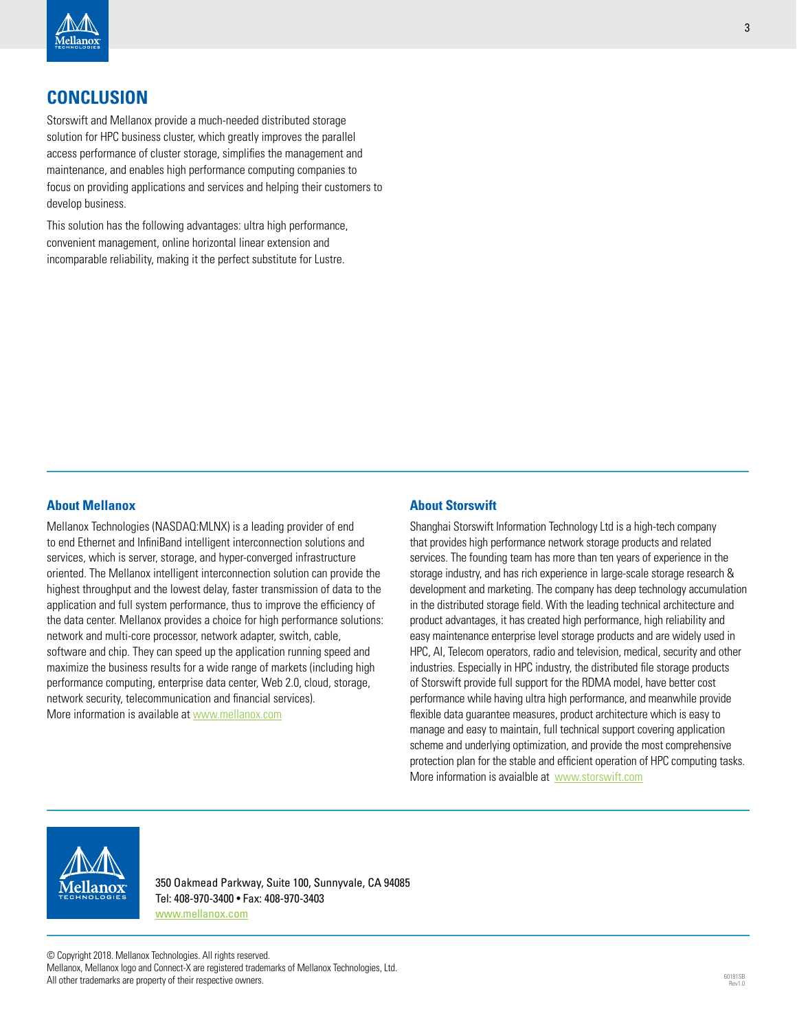## CONCLUSION

Storswift and Mellanox provide a much-needed distributed storage solution for HPC business cluster, which greatly improves the parallel access performance of cluster storage, simplifies the management and maintenance, and enables high performance computing companies to focus on providing applications and services and helping their customers to develop business.

This solution has the following advantages: ultra high performance, convenient management, online horizontal linear extension and incomparable reliability, making it the perfect substitute for Lustre.

### About Mellanox

Mellanox Technologies (NASDAQ:MLNX) is a leading provider of end to end Ethernet and InfiniBand intelligent interconnection solutions and services, which is server, storage, and hyper-converged infrastructure oriented. The Mellanox intelligent interconnection solution can provide the highest throughput and the lowest delay, faster transmission of data to the application and full system performance, thus to improve the efficiency of the data center. Mellanox provides a choice for high performance solutions: network and multi-core processor, network adapter, switch, cable, software and chip. They can speed up the application running speed and maximize the business results for a wide range of markets (including high performance computing, enterprise data center, Web 2.0, cloud, storage, network security, telecommunication and financial services). More information is available at www.mellanox.com

### About Storswift

Shanghai Storswift Information Technology Ltd is a high-tech company that provides high performance network storage products and related services. The founding team has more than ten years of experience in the storage industry, and has rich experience in large-scale storage research & development and marketing. The company has deep technology accumulation in the distributed storage field. With the leading technical architecture and product advantages, it has created high performance, high reliability and easy maintenance enterprise level storage products and are widely used in HPC, AI, Telecom operators, radio and television, medical, security and other industries. Especially in HPC industry, the distributed file storage products of Storswift provide full support for the RDMA model, have better cost performance while having ultra high performance, and meanwhile provide flexible data guarantee measures, product architecture which is easy to manage and easy to maintain, full technical support covering application scheme and underlying optimization, and provide the most comprehensive protection plan for the stable and efficient operation of HPC computing tasks. More information is avaialble at www.storswift.com

350 Oakmead Parkway, Suite 100, Sunnyvale, CA 94085
Tel: 408-970-3400 • Fax: 408-970-3403
www.mellanox.com

© Copyright 2018. Mellanox Technologies. All rights reserved.
Mellanox, Mellanox logo and Connect-X are registered trademarks of Mellanox Technologies, Ltd.
All other trademarks are property of their respective owners.

60181SB
Rev1.0